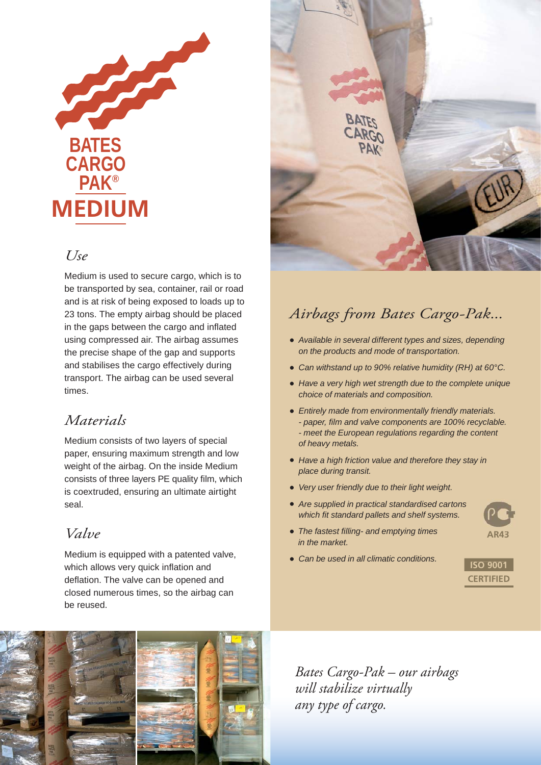# BATES CARGO PAK®

# MEDIUM

## *Use*

Medium is used to secure cargo, which is to be transported by sea, container, rail or road and is at risk of being exposed to loads up to 23 tons. The empty airbag should be placed in the gaps between the cargo and inflated using compressed air. The airbag assumes the precise shape of the gap and supports and stabilises the cargo effectively during transport. The airbag can be used several times.

## *Materials*

Medium consists of two layers of special paper, ensuring maximum strength and low weight of the airbag. On the inside Medium consists of three layers PE quality film, which is coextruded, ensuring an ultimate airtight seal.

## *Valve*

Medium is equipped with a patented valve, which allows very quick inflation and deflation. The valve can be opened and closed numerous times, so the airbag can be reused.

## *Airbags from Bates Cargo-Pak...*

- *Available in several different types and sizes, depending on the products and mode of transportation.*
- *Can withstand up to 90% relative humidity (RH) at 60°C.*
- *Have a very high wet strength due to the complete unique choice of materials and composition.*
- *Entirely made from environmentally friendly materials.*
  *- paper, film and valve components are 100% recyclable.*
  *- meet the European regulations regarding the content of heavy metals.*
- *Have a high friction value and therefore they stay in place during transit.*
- *Very user friendly due to their light weight.*
- *Are supplied in practical standardised cartons which fit standard pallets and shelf systems.*
- *The fastest filling- and emptying times in the market.*
- *Can be used in all climatic conditions.*

AR43

ISO 9001 CERTIFIED

*Bates Cargo-Pak – our airbags will stabilize virtually any type of cargo.*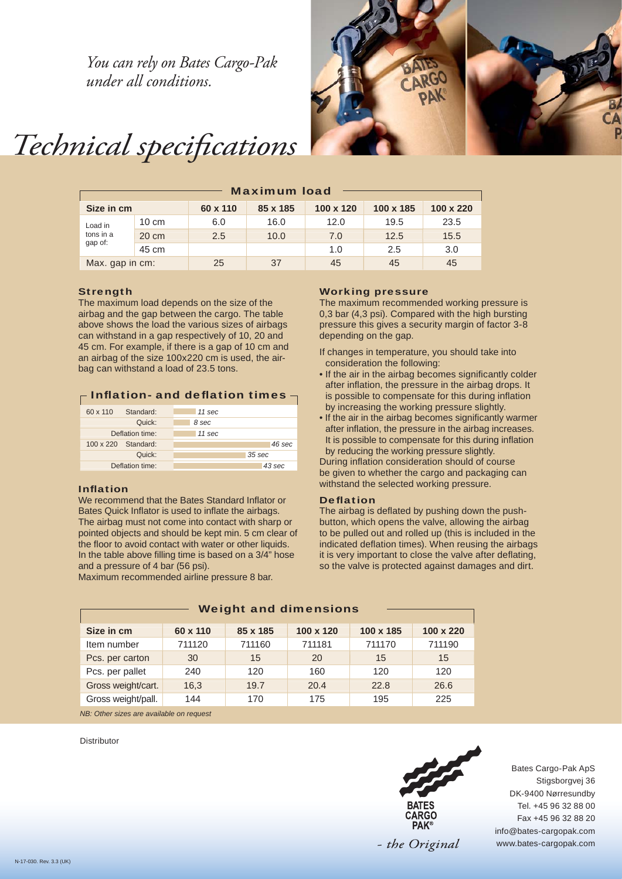*You can rely on Bates Cargo-Pak under all conditions.*

# Technical specifications

## Maximum load

| Size in cm | | 60 x 110 | 85 x 185 | 100 x 120 | 100 x 185 | 100 x 220 |
|---|---|---|---|---|---|---|
| Load in tons in a gap of: | 10 cm | 6.0 | 16.0 | 12.0 | 19.5 | 23.5 |
| | 20 cm | 2.5 | 10.0 | 7.0 | 12.5 | 15.5 |
| | 45 cm | | | 1.0 | 2.5 | 3.0 |
| Max. gap in cm: | | 25 | 37 | 45 | 45 | 45 |

### Strength

The maximum load depends on the size of the airbag and the gap between the cargo. The table above shows the load the various sizes of airbags can withstand in a gap respectively of 10, 20 and 45 cm. For example, if there is a gap of 10 cm and an airbag of the size 100x220 cm is used, the airbag can withstand a load of 23.5 tons.

### Inflation- and deflation times

60 x 110 Standard: 11 sec
Quick: 8 sec
Deflation time: 11 sec
100 x 220 Standard: 46 sec
Quick: 35 sec
Deflation time: 43 sec

### Inflation

We recommend that the Bates Standard Inflator or Bates Quick Inflator is used to inflate the airbags. The airbag must not come into contact with sharp or pointed objects and should be kept min. 5 cm clear of the floor to avoid contact with water or other liquids. In the table above filling time is based on a 3/4" hose and a pressure of 4 bar (56 psi).
Maximum recommended airline pressure 8 bar.

### Working pressure

The maximum recommended working pressure is 0,3 bar (4,3 psi). Compared with the high bursting pressure this gives a security margin of factor 3-8 depending on the gap.

If changes in temperature, you should take into consideration the following:

- If the air in the airbag becomes significantly colder after inflation, the pressure in the airbag drops. It is possible to compensate for this during inflation by increasing the working pressure slightly.
- If the air in the airbag becomes significantly warmer after inflation, the pressure in the airbag increases. It is possible to compensate for this during inflation by reducing the working pressure slightly.

During inflation consideration should of course be given to whether the cargo and packaging can withstand the selected working pressure.

### Deflation

The airbag is deflated by pushing down the push-button, which opens the valve, allowing the airbag to be pulled out and rolled up (this is included in the indicated deflation times). When reusing the airbags it is very important to close the valve after deflating, so the valve is protected against damages and dirt.

## Weight and dimensions

| Size in cm | 60 x 110 | 85 x 185 | 100 x 120 | 100 x 185 | 100 x 220 |
|---|---|---|---|---|---|
| Item number | 711120 | 711160 | 711181 | 711170 | 711190 |
| Pcs. per carton | 30 | 15 | 20 | 15 | 15 |
| Pcs. per pallet | 240 | 120 | 160 | 120 | 120 |
| Gross weight/cart. | 16,3 | 19.7 | 20.4 | 22.8 | 26.6 |
| Gross weight/pall. | 144 | 170 | 175 | 195 | 225 |

*NB: Other sizes are available on request*

Distributor

BATES CARGO PAK®
*- the Original*

Bates Cargo-Pak ApS
Stigsborgvej 36
DK-9400 Nørresundby
Tel. +45 96 32 88 00
Fax +45 96 32 88 20
info@bates-cargopak.com
www.bates-cargopak.com

N-17-030. Rev. 3.3 (UK)